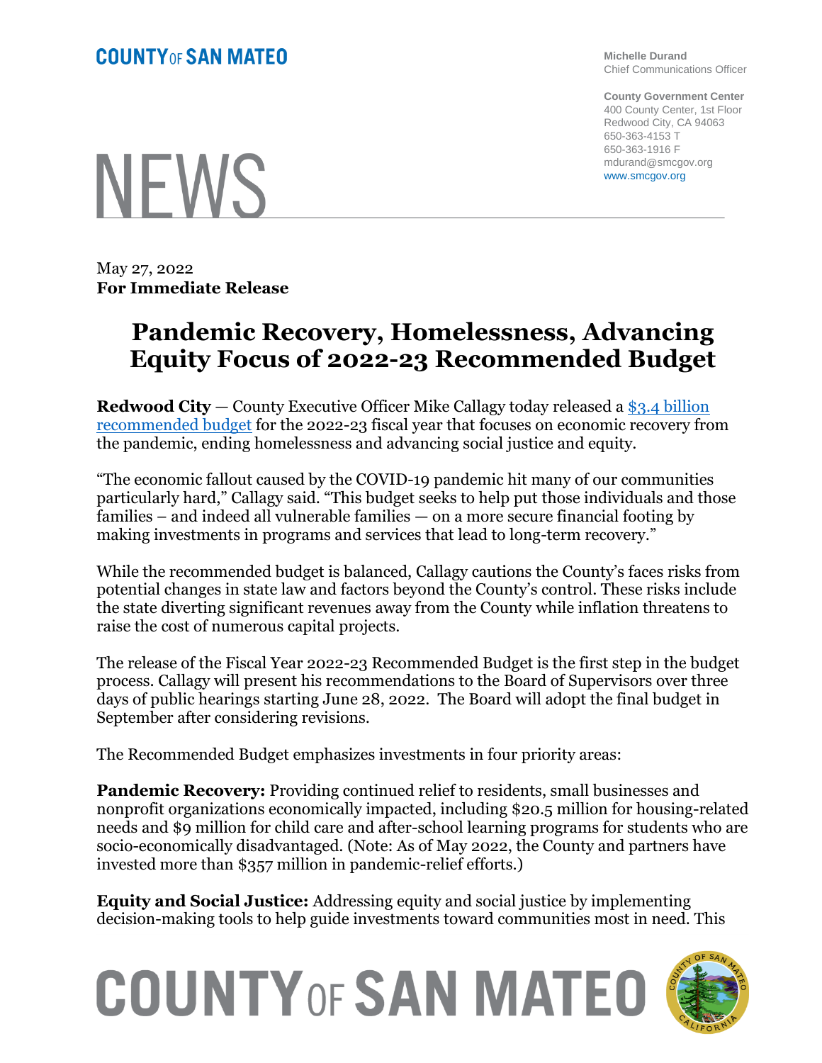COUNTY OF SAN MATEO

Michelle Durand
Chief Communications Officer

County Government Center
400 County Center, 1st Floor
Redwood City, CA 94063
650-363-4153 T
650-363-1916 F
mdurand@smcgov.org
www.smcgov.org

# NEWS

May 27, 2022
**For Immediate Release**

# Pandemic Recovery, Homelessness, Advancing Equity Focus of 2022-23 Recommended Budget

**Redwood City** — County Executive Officer Mike Callagy today released a [$3.4 billion recommended budget]() for the 2022-23 fiscal year that focuses on economic recovery from the pandemic, ending homelessness and advancing social justice and equity.

"The economic fallout caused by the COVID-19 pandemic hit many of our communities particularly hard," Callagy said. "This budget seeks to help put those individuals and those families – and indeed all vulnerable families — on a more secure financial footing by making investments in programs and services that lead to long-term recovery."

While the recommended budget is balanced, Callagy cautions the County's faces risks from potential changes in state law and factors beyond the County's control. These risks include the state diverting significant revenues away from the County while inflation threatens to raise the cost of numerous capital projects.

The release of the Fiscal Year 2022-23 Recommended Budget is the first step in the budget process. Callagy will present his recommendations to the Board of Supervisors over three days of public hearings starting June 28, 2022. The Board will adopt the final budget in September after considering revisions.

The Recommended Budget emphasizes investments in four priority areas:

**Pandemic Recovery:** Providing continued relief to residents, small businesses and nonprofit organizations economically impacted, including $20.5 million for housing-related needs and $9 million for child care and after-school learning programs for students who are socio-economically disadvantaged. (Note: As of May 2022, the County and partners have invested more than $357 million in pandemic-relief efforts.)

**Equity and Social Justice:** Addressing equity and social justice by implementing decision-making tools to help guide investments toward communities most in need. This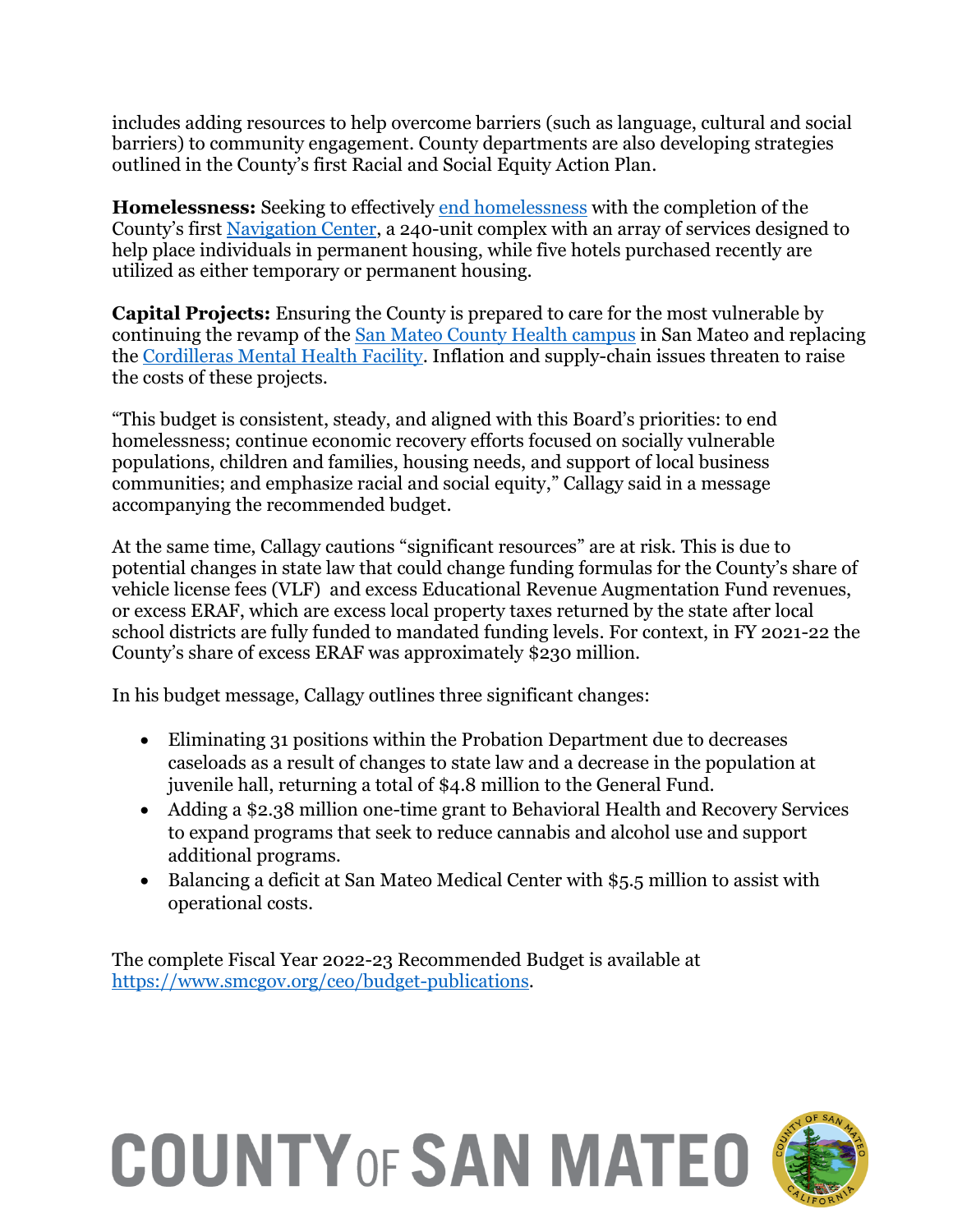includes adding resources to help overcome barriers (such as language, cultural and social barriers) to community engagement. County departments are also developing strategies outlined in the County's first Racial and Social Equity Action Plan.

**Homelessness:** Seeking to effectively end homelessness with the completion of the County's first Navigation Center, a 240-unit complex with an array of services designed to help place individuals in permanent housing, while five hotels purchased recently are utilized as either temporary or permanent housing.

**Capital Projects:** Ensuring the County is prepared to care for the most vulnerable by continuing the revamp of the San Mateo County Health campus in San Mateo and replacing the Cordilleras Mental Health Facility. Inflation and supply-chain issues threaten to raise the costs of these projects.

"This budget is consistent, steady, and aligned with this Board's priorities: to end homelessness; continue economic recovery efforts focused on socially vulnerable populations, children and families, housing needs, and support of local business communities; and emphasize racial and social equity," Callagy said in a message accompanying the recommended budget.

At the same time, Callagy cautions "significant resources" are at risk. This is due to potential changes in state law that could change funding formulas for the County's share of vehicle license fees (VLF) and excess Educational Revenue Augmentation Fund revenues, or excess ERAF, which are excess local property taxes returned by the state after local school districts are fully funded to mandated funding levels. For context, in FY 2021-22 the County's share of excess ERAF was approximately $230 million.

In his budget message, Callagy outlines three significant changes:

- Eliminating 31 positions within the Probation Department due to decreases caseloads as a result of changes to state law and a decrease in the population at juvenile hall, returning a total of $4.8 million to the General Fund.
- Adding a $2.38 million one-time grant to Behavioral Health and Recovery Services to expand programs that seek to reduce cannabis and alcohol use and support additional programs.
- Balancing a deficit at San Mateo Medical Center with $5.5 million to assist with operational costs.

The complete Fiscal Year 2022-23 Recommended Budget is available at https://www.smcgov.org/ceo/budget-publications.

COUNTY OF SAN MATEO